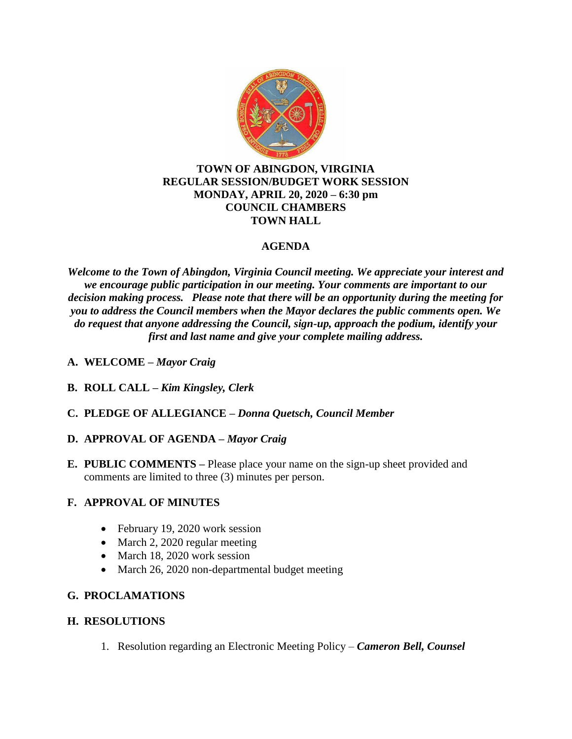# TOWN OF ABINGDON, VIRGINIA
## REGULAR SESSION/BUDGET WORK SESSION
## MONDAY, APRIL 20, 2020 – 6:30 pm
## COUNCIL CHAMBERS
## TOWN HALL

## AGENDA

***Welcome to the Town of Abingdon, Virginia Council meeting. We appreciate your interest and we encourage public participation in our meeting. Your comments are important to our decision making process. Please note that there will be an opportunity during the meeting for you to address the Council members when the Mayor declares the public comments open. We do request that anyone addressing the Council, sign-up, approach the podium, identify your first and last name and give your complete mailing address.***

**A. WELCOME –** ***Mayor Craig***

**B. ROLL CALL –** ***Kim Kingsley, Clerk***

**C. PLEDGE OF ALLEGIANCE –** ***Donna Quetsch, Council Member***

**D. APPROVAL OF AGENDA –** ***Mayor Craig***

**E. PUBLIC COMMENTS –** Please place your name on the sign-up sheet provided and comments are limited to three (3) minutes per person.

**F. APPROVAL OF MINUTES**

- February 19, 2020 work session
- March 2, 2020 regular meeting
- March 18, 2020 work session
- March 26, 2020 non-departmental budget meeting

**G. PROCLAMATIONS**

**H. RESOLUTIONS**

1. Resolution regarding an Electronic Meeting Policy – ***Cameron Bell, Counsel***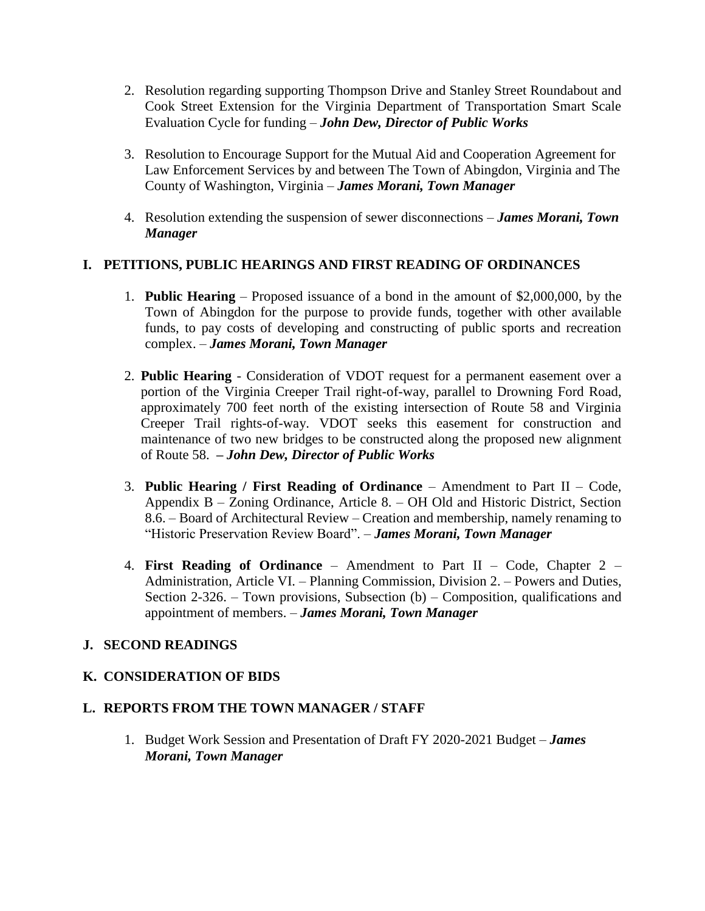2. Resolution regarding supporting Thompson Drive and Stanley Street Roundabout and Cook Street Extension for the Virginia Department of Transportation Smart Scale Evaluation Cycle for funding – ***John Dew, Director of Public Works***

3. Resolution to Encourage Support for the Mutual Aid and Cooperation Agreement for Law Enforcement Services by and between The Town of Abingdon, Virginia and The County of Washington, Virginia – ***James Morani, Town Manager***

4. Resolution extending the suspension of sewer disconnections – ***James Morani, Town Manager***

## I. PETITIONS, PUBLIC HEARINGS AND FIRST READING OF ORDINANCES

1. **Public Hearing** – Proposed issuance of a bond in the amount of $2,000,000, by the Town of Abingdon for the purpose to provide funds, together with other available funds, to pay costs of developing and constructing of public sports and recreation complex. – ***James Morani, Town Manager***

2. **Public Hearing** - Consideration of VDOT request for a permanent easement over a portion of the Virginia Creeper Trail right-of-way, parallel to Drowning Ford Road, approximately 700 feet north of the existing intersection of Route 58 and Virginia Creeper Trail rights-of-way. VDOT seeks this easement for construction and maintenance of two new bridges to be constructed along the proposed new alignment of Route 58. ***– John Dew, Director of Public Works***

3. **Public Hearing / First Reading of Ordinance** – Amendment to Part II – Code, Appendix B – Zoning Ordinance, Article 8. – OH Old and Historic District, Section 8.6. – Board of Architectural Review – Creation and membership, namely renaming to "Historic Preservation Review Board". – ***James Morani, Town Manager***

4. **First Reading of Ordinance** – Amendment to Part II – Code, Chapter 2 – Administration, Article VI. – Planning Commission, Division 2. – Powers and Duties, Section 2-326. – Town provisions, Subsection (b) – Composition, qualifications and appointment of members. – ***James Morani, Town Manager***

## J. SECOND READINGS

## K. CONSIDERATION OF BIDS

## L. REPORTS FROM THE TOWN MANAGER / STAFF

1. Budget Work Session and Presentation of Draft FY 2020-2021 Budget – ***James Morani, Town Manager***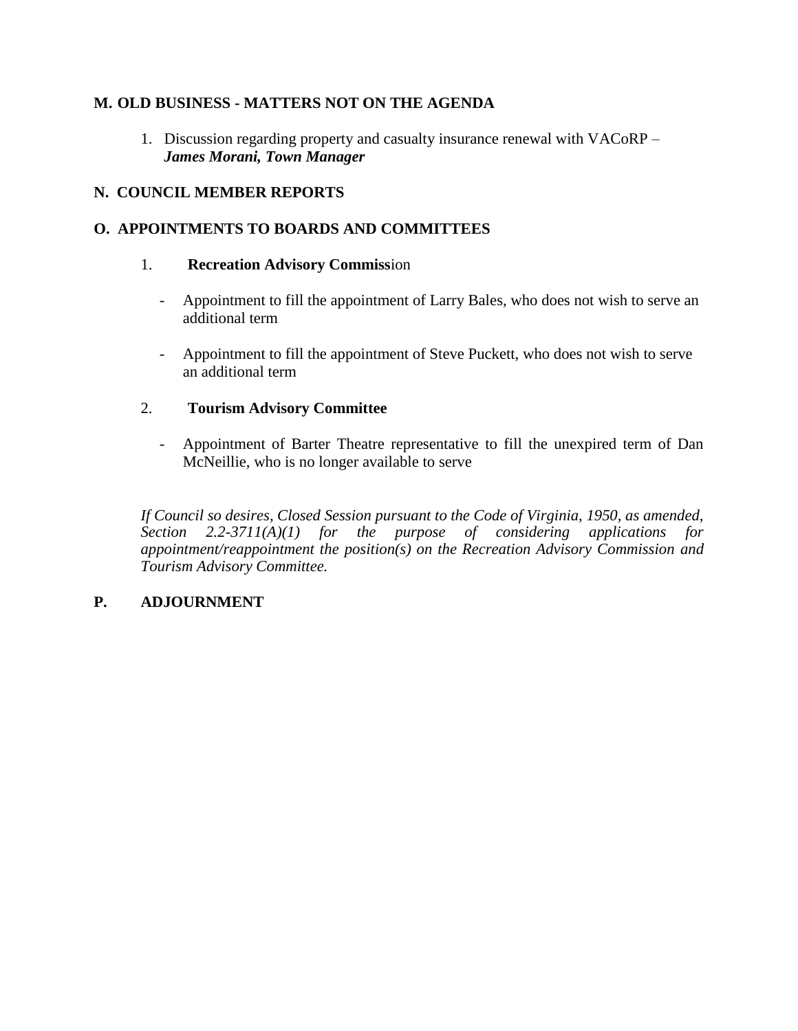## M. OLD BUSINESS - MATTERS NOT ON THE AGENDA

1. Discussion regarding property and casualty insurance renewal with VACoRP – ***James Morani, Town Manager***

## N. COUNCIL MEMBER REPORTS

## O. APPOINTMENTS TO BOARDS AND COMMITTEES

1. **Recreation Advisory Commiss**ion

   - Appointment to fill the appointment of Larry Bales, who does not wish to serve an additional term

   - Appointment to fill the appointment of Steve Puckett, who does not wish to serve an additional term

2. **Tourism Advisory Committee**

   - Appointment of Barter Theatre representative to fill the unexpired term of Dan McNeillie, who is no longer available to serve

*If Council so desires, Closed Session pursuant to the Code of Virginia, 1950, as amended, Section 2.2-3711(A)(1) for the purpose of considering applications for appointment/reappointment the position(s) on the Recreation Advisory Commission and Tourism Advisory Committee.*

## P. ADJOURNMENT